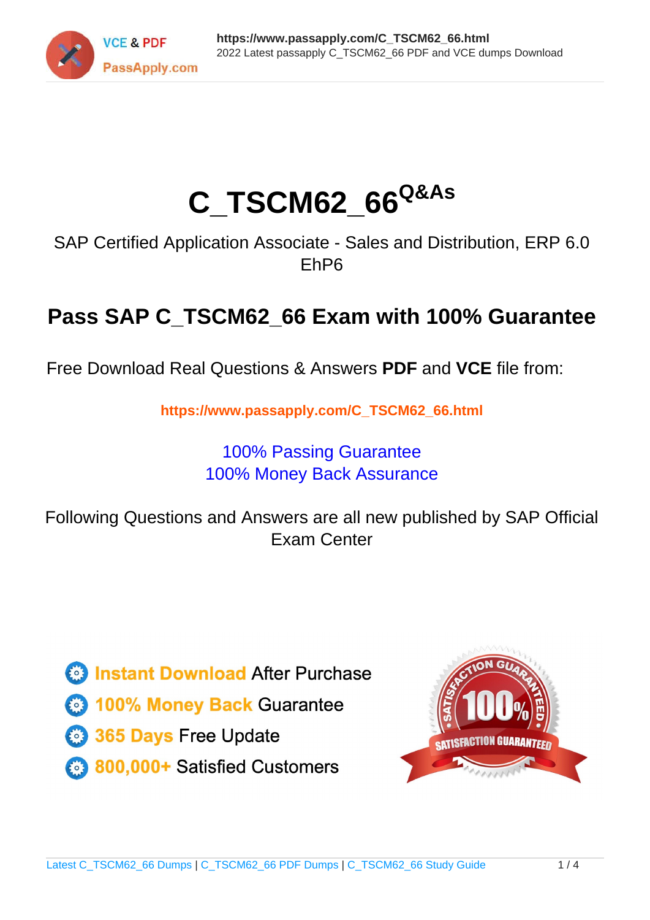# C_TSCM62_66 Q&As

SAP Certified Application Associate - Sales and Distribution, ERP 6.0 EhP6

## Pass SAP C_TSCM62_66 Exam with 100% Guarantee

Free Download Real Questions & Answers **PDF** and **VCE** file from:

**https://www.passapply.com/C_TSCM62_66.html**

100% Passing Guarantee
100% Money Back Assurance

Following Questions and Answers are all new published by SAP Official Exam Center

- **Instant Download** After Purchase
- **100% Money Back** Guarantee
- **365 Days** Free Update
- **800,000+** Satisfied Customers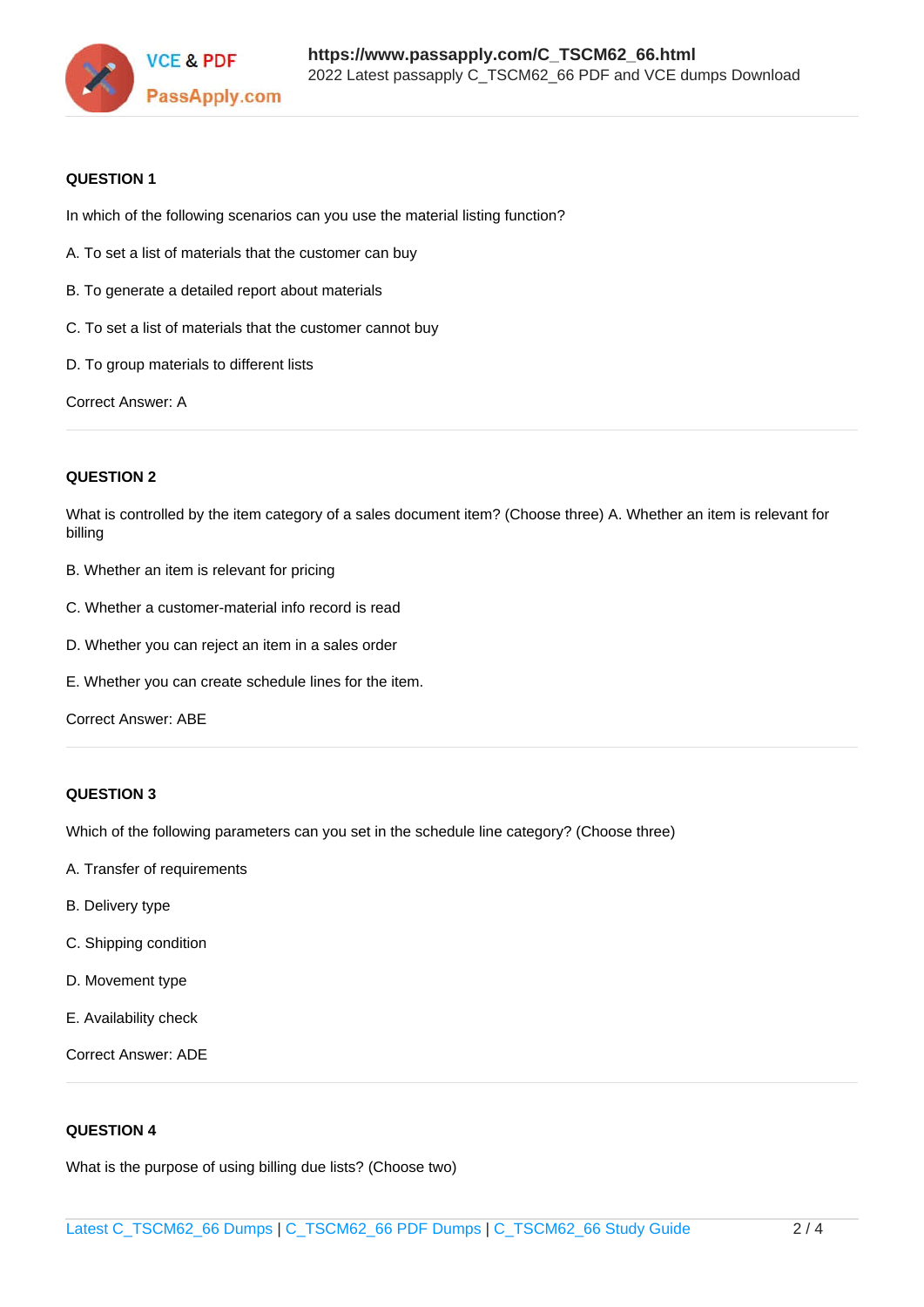**QUESTION 1**

In which of the following scenarios can you use the material listing function?

A. To set a list of materials that the customer can buy

B. To generate a detailed report about materials

C. To set a list of materials that the customer cannot buy

D. To group materials to different lists

Correct Answer: A

---

**QUESTION 2**

What is controlled by the item category of a sales document item? (Choose three) A. Whether an item is relevant for billing

B. Whether an item is relevant for pricing

C. Whether a customer-material info record is read

D. Whether you can reject an item in a sales order

E. Whether you can create schedule lines for the item.

Correct Answer: ABE

---

**QUESTION 3**

Which of the following parameters can you set in the schedule line category? (Choose three)

A. Transfer of requirements

B. Delivery type

C. Shipping condition

D. Movement type

E. Availability check

Correct Answer: ADE

---

**QUESTION 4**

What is the purpose of using billing due lists? (Choose two)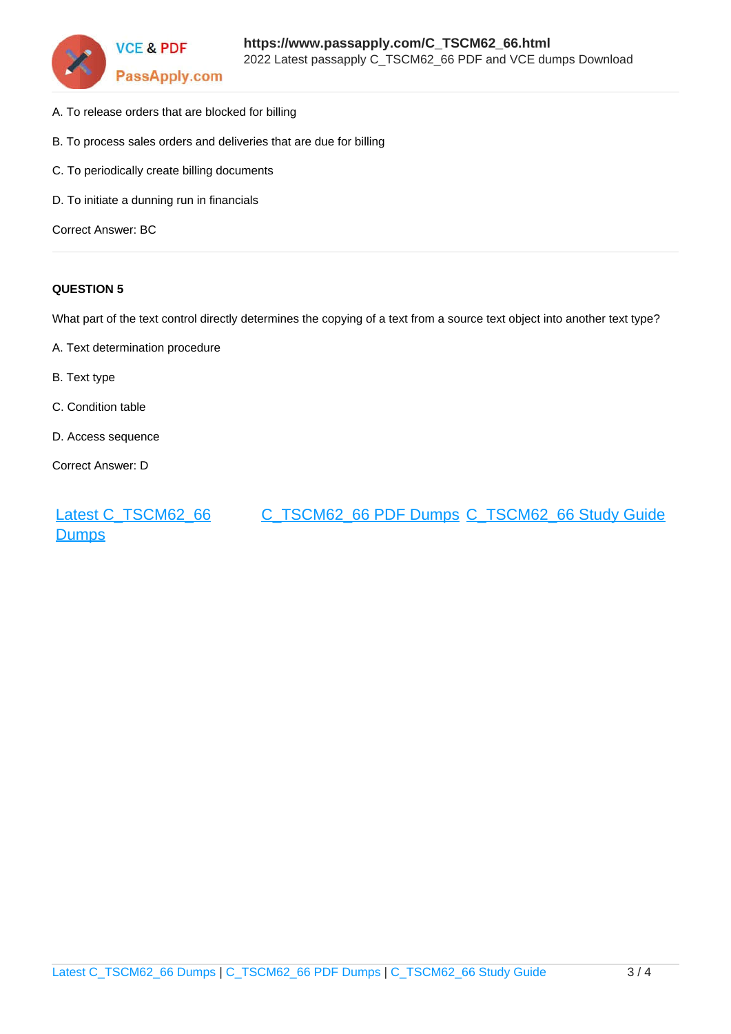A. To release orders that are blocked for billing

B. To process sales orders and deliveries that are due for billing

C. To periodically create billing documents

D. To initiate a dunning run in financials

Correct Answer: BC

---

**QUESTION 5**

What part of the text control directly determines the copying of a text from a source text object into another text type?

A. Text determination procedure

B. Text type

C. Condition table

D. Access sequence

Correct Answer: D

[Latest C_TSCM62_66 Dumps](https://www.passapply.com/C_TSCM62_66.html) [C_TSCM62_66 PDF Dumps](https://www.passapply.com/C_TSCM62_66.html) [C_TSCM62_66 Study Guide](https://www.passapply.com/C_TSCM62_66.html)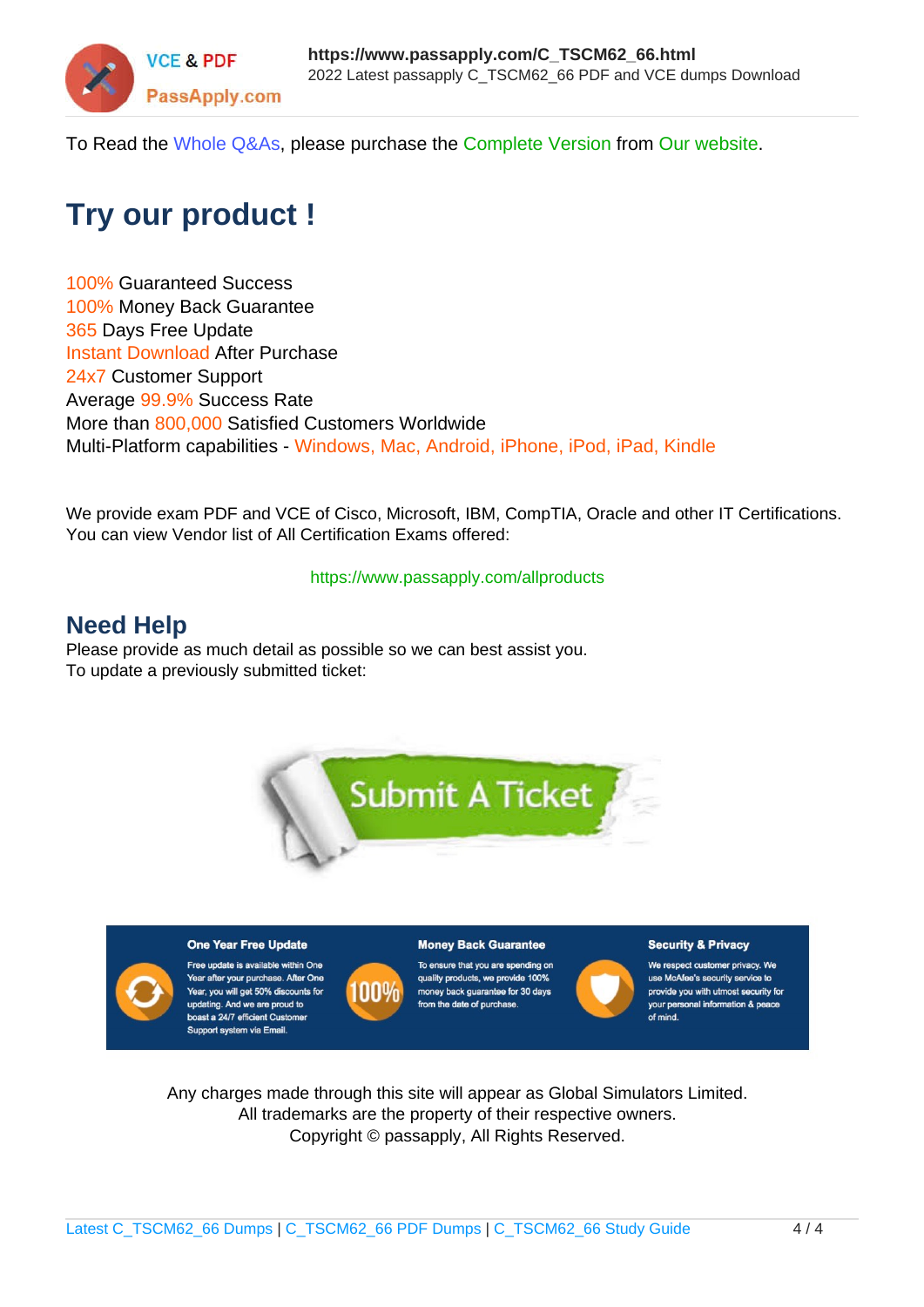To Read the Whole Q&As, please purchase the Complete Version from Our website.

# Try our product !

100% Guaranteed Success
100% Money Back Guarantee
365 Days Free Update
Instant Download After Purchase
24x7 Customer Support
Average 99.9% Success Rate
More than 800,000 Satisfied Customers Worldwide
Multi-Platform capabilities - Windows, Mac, Android, iPhone, iPod, iPad, Kindle

We provide exam PDF and VCE of Cisco, Microsoft, IBM, CompTIA, Oracle and other IT Certifications.
You can view Vendor list of All Certification Exams offered:

https://www.passapply.com/allproducts

## Need Help

Please provide as much detail as possible so we can best assist you.
To update a previously submitted ticket:

Submit A Ticket

**One Year Free Update**
Free update is available within One Year after your purchase. After One Year, you will get 50% discounts for updating. And we are proud to boast a 24/7 efficient Customer Support system via Email.

**Money Back Guarantee**
To ensure that you are spending on quality products, we provide 100% money back guarantee for 30 days from the date of purchase.

**Security & Privacy**
We respect customer privacy. We use McAfee's security service to provide you with utmost security for your personal information & peace of mind.

Any charges made through this site will appear as Global Simulators Limited.
All trademarks are the property of their respective owners.
Copyright © passapply, All Rights Reserved.